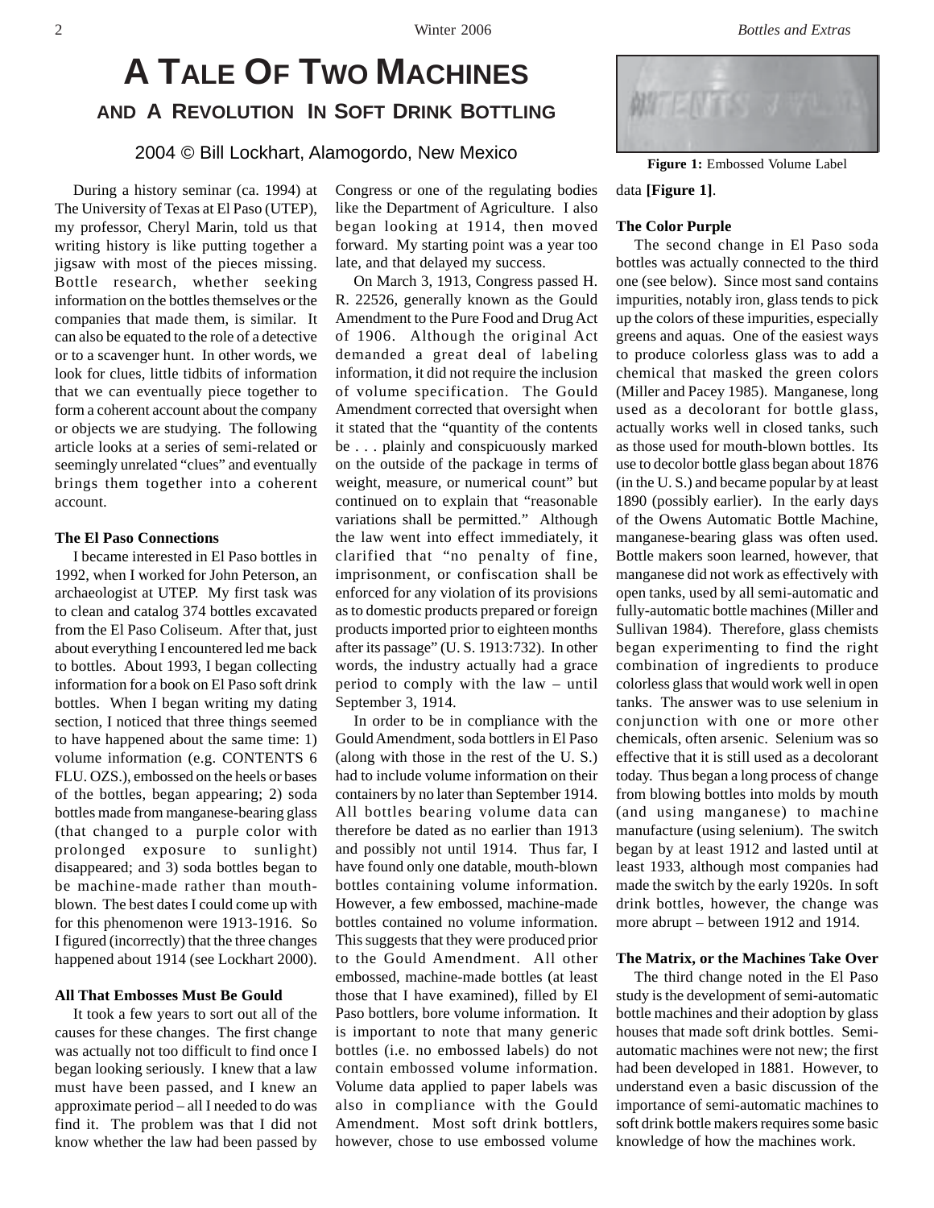# A TALE OF TWO MACHINES

## AND A REVOLUTION IN SOFT DRINK BOTTLING

2004 © Bill Lockhart, Alamogordo, New Mexico

During a history seminar (ca. 1994) at The University of Texas at El Paso (UTEP), my professor, Cheryl Marin, told us that writing history is like putting together a jigsaw with most of the pieces missing. Bottle research, whether seeking information on the bottles themselves or the companies that made them, is similar. It can also be equated to the role of a detective or to a scavenger hunt. In other words, we look for clues, little tidbits of information that we can eventually piece together to form a coherent account about the company or objects we are studying. The following article looks at a series of semi-related or seemingly unrelated "clues" and eventually brings them together into a coherent account.

**The El Paso Connections**

I became interested in El Paso bottles in 1992, when I worked for John Peterson, an archaeologist at UTEP. My first task was to clean and catalog 374 bottles excavated from the El Paso Coliseum. After that, just about everything I encountered led me back to bottles. About 1993, I began collecting information for a book on El Paso soft drink bottles. When I began writing my dating section, I noticed that three things seemed to have happened about the same time: 1) volume information (e.g. CONTENTS 6 FLU. OZS.), embossed on the heels or bases of the bottles, began appearing; 2) soda bottles made from manganese-bearing glass (that changed to a purple color with prolonged exposure to sunlight) disappeared; and 3) soda bottles began to be machine-made rather than mouth-blown. The best dates I could come up with for this phenomenon were 1913-1916. So I figured (incorrectly) that the three changes happened about 1914 (see Lockhart 2000).

**All That Embosses Must Be Gould**

It took a few years to sort out all of the causes for these changes. The first change was actually not too difficult to find once I began looking seriously. I knew that a law must have been passed, and I knew an approximate period – all I needed to do was find it. The problem was that I did not know whether the law had been passed by Congress or one of the regulating bodies like the Department of Agriculture. I also began looking at 1914, then moved forward. My starting point was a year too late, and that delayed my success.

On March 3, 1913, Congress passed H. R. 22526, generally known as the Gould Amendment to the Pure Food and Drug Act of 1906. Although the original Act demanded a great deal of labeling information, it did not require the inclusion of volume specification. The Gould Amendment corrected that oversight when it stated that the "quantity of the contents be . . . plainly and conspicuously marked on the outside of the package in terms of weight, measure, or numerical count" but continued on to explain that "reasonable variations shall be permitted." Although the law went into effect immediately, it clarified that "no penalty of fine, imprisonment, or confiscation shall be enforced for any violation of its provisions as to domestic products prepared or foreign products imported prior to eighteen months after its passage" (U. S. 1913:732). In other words, the industry actually had a grace period to comply with the law – until September 3, 1914.

In order to be in compliance with the Gould Amendment, soda bottlers in El Paso (along with those in the rest of the U. S.) had to include volume information on their containers by no later than September 1914. All bottles bearing volume data can therefore be dated as no earlier than 1913 and possibly not until 1914. Thus far, I have found only one datable, mouth-blown bottles containing volume information. However, a few embossed, machine-made bottles contained no volume information. This suggests that they were produced prior to the Gould Amendment. All other embossed, machine-made bottles (at least those that I have examined), filled by El Paso bottlers, bore volume information. It is important to note that many generic bottles (i.e. no embossed labels) do not contain embossed volume information. Volume data applied to paper labels was also in compliance with the Gould Amendment. Most soft drink bottlers, however, chose to use embossed volume data **[Figure 1]**.

**Figure 1:** Embossed Volume Label

**The Color Purple**

The second change in El Paso soda bottles was actually connected to the third one (see below). Since most sand contains impurities, notably iron, glass tends to pick up the colors of these impurities, especially greens and aquas. One of the easiest ways to produce colorless glass was to add a chemical that masked the green colors (Miller and Pacey 1985). Manganese, long used as a decolorant for bottle glass, actually works well in closed tanks, such as those used for mouth-blown bottles. Its use to decolor bottle glass began about 1876 (in the U. S.) and became popular by at least 1890 (possibly earlier). In the early days of the Owens Automatic Bottle Machine, manganese-bearing glass was often used. Bottle makers soon learned, however, that manganese did not work as effectively with open tanks, used by all semi-automatic and fully-automatic bottle machines (Miller and Sullivan 1984). Therefore, glass chemists began experimenting to find the right combination of ingredients to produce colorless glass that would work well in open tanks. The answer was to use selenium in conjunction with one or more other chemicals, often arsenic. Selenium was so effective that it is still used as a decolorant today. Thus began a long process of change from blowing bottles into molds by mouth (and using manganese) to machine manufacture (using selenium). The switch began by at least 1912 and lasted until at least 1933, although most companies had made the switch by the early 1920s. In soft drink bottles, however, the change was more abrupt – between 1912 and 1914.

**The Matrix, or the Machines Take Over**

The third change noted in the El Paso study is the development of semi-automatic bottle machines and their adoption by glass houses that made soft drink bottles. Semi-automatic machines were not new; the first had been developed in 1881. However, to understand even a basic discussion of the importance of semi-automatic machines to soft drink bottle makers requires some basic knowledge of how the machines work.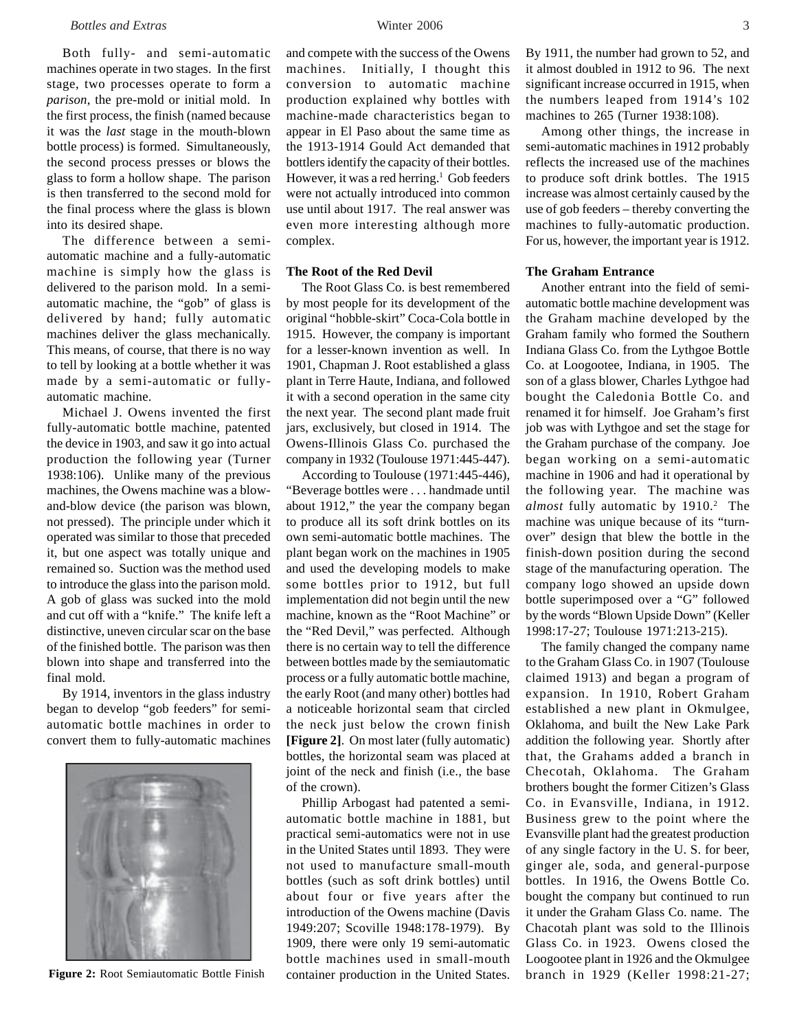Both fully- and semi-automatic machines operate in two stages. In the first stage, two processes operate to form a *parison*, the pre-mold or initial mold. In the first process, the finish (named because it was the *last* stage in the mouth-blown bottle process) is formed. Simultaneously, the second process presses or blows the glass to form a hollow shape. The parison is then transferred to the second mold for the final process where the glass is blown into its desired shape.

The difference between a semi-automatic machine and a fully-automatic machine is simply how the glass is delivered to the parison mold. In a semi-automatic machine, the "gob" of glass is delivered by hand; fully automatic machines deliver the glass mechanically. This means, of course, that there is no way to tell by looking at a bottle whether it was made by a semi-automatic or fully-automatic machine.

Michael J. Owens invented the first fully-automatic bottle machine, patented the device in 1903, and saw it go into actual production the following year (Turner 1938:106). Unlike many of the previous machines, the Owens machine was a blow-and-blow device (the parison was blown, not pressed). The principle under which it operated was similar to those that preceded it, but one aspect was totally unique and remained so. Suction was the method used to introduce the glass into the parison mold. A gob of glass was sucked into the mold and cut off with a "knife." The knife left a distinctive, uneven circular scar on the base of the finished bottle. The parison was then blown into shape and transferred into the final mold.

By 1914, inventors in the glass industry began to develop "gob feeders" for semi-automatic bottle machines in order to convert them to fully-automatic machines and compete with the success of the Owens machines. Initially, I thought this conversion to automatic machine production explained why bottles with machine-made characteristics began to appear in El Paso about the same time as the 1913-1914 Gould Act demanded that bottlers identify the capacity of their bottles. However, it was a red herring.[1] Gob feeders were not actually introduced into common use until about 1917. The real answer was even more interesting although more complex.

**Figure 2:** Root Semiautomatic Bottle Finish

### The Root of the Red Devil

The Root Glass Co. is best remembered by most people for its development of the original "hobble-skirt" Coca-Cola bottle in 1915. However, the company is important for a lesser-known invention as well. In 1901, Chapman J. Root established a glass plant in Terre Haute, Indiana, and followed it with a second operation in the same city the next year. The second plant made fruit jars, exclusively, but closed in 1914. The Owens-Illinois Glass Co. purchased the company in 1932 (Toulouse 1971:445-447).

According to Toulouse (1971:445-446), "Beverage bottles were . . . handmade until about 1912," the year the company began to produce all its soft drink bottles on its own semi-automatic bottle machines. The plant began work on the machines in 1905 and used the developing models to make some bottles prior to 1912, but full implementation did not begin until the new machine, known as the "Root Machine" or the "Red Devil," was perfected. Although there is no certain way to tell the difference between bottles made by the semiautomatic process or a fully automatic bottle machine, the early Root (and many other) bottles had a noticeable horizontal seam that circled the neck just below the crown finish **[Figure 2]**. On most later (fully automatic) bottles, the horizontal seam was placed at joint of the neck and finish (i.e., the base of the crown).

Phillip Arbogast had patented a semi-automatic bottle machine in 1881, but practical semi-automatics were not in use in the United States until 1893. They were not used to manufacture small-mouth bottles (such as soft drink bottles) until about four or five years after the introduction of the Owens machine (Davis 1949:207; Scoville 1948:178-1979). By 1909, there were only 19 semi-automatic bottle machines used in small-mouth container production in the United States. By 1911, the number had grown to 52, and it almost doubled in 1912 to 96. The next significant increase occurred in 1915, when the numbers leaped from 1914's 102 machines to 265 (Turner 1938:108).

Among other things, the increase in semi-automatic machines in 1912 probably reflects the increased use of the machines to produce soft drink bottles. The 1915 increase was almost certainly caused by the use of gob feeders – thereby converting the machines to fully-automatic production. For us, however, the important year is 1912.

### The Graham Entrance

Another entrant into the field of semi-automatic bottle machine development was the Graham machine developed by the Graham family who formed the Southern Indiana Glass Co. from the Lythgoe Bottle Co. at Loogootee, Indiana, in 1905. The son of a glass blower, Charles Lythgoe had bought the Caledonia Bottle Co. and renamed it for himself. Joe Graham's first job was with Lythgoe and set the stage for the Graham purchase of the company. Joe began working on a semi-automatic machine in 1906 and had it operational by the following year. The machine was *almost* fully automatic by 1910.[2] The machine was unique because of its "turn-over" design that blew the bottle in the finish-down position during the second stage of the manufacturing operation. The company logo showed an upside down bottle superimposed over a "G" followed by the words "Blown Upside Down" (Keller 1998:17-27; Toulouse 1971:213-215).

The family changed the company name to the Graham Glass Co. in 1907 (Toulouse claimed 1913) and began a program of expansion. In 1910, Robert Graham established a new plant in Okmulgee, Oklahoma, and built the New Lake Park addition the following year. Shortly after that, the Grahams added a branch in Checotah, Oklahoma. The Graham brothers bought the former Citizen's Glass Co. in Evansville, Indiana, in 1912. Business grew to the point where the Evansville plant had the greatest production of any single factory in the U. S. for beer, ginger ale, soda, and general-purpose bottles. In 1916, the Owens Bottle Co. bought the company but continued to run it under the Graham Glass Co. name. The Chacotah plant was sold to the Illinois Glass Co. in 1923. Owens closed the Loogootee plant in 1926 and the Okmulgee branch in 1929 (Keller 1998:21-27;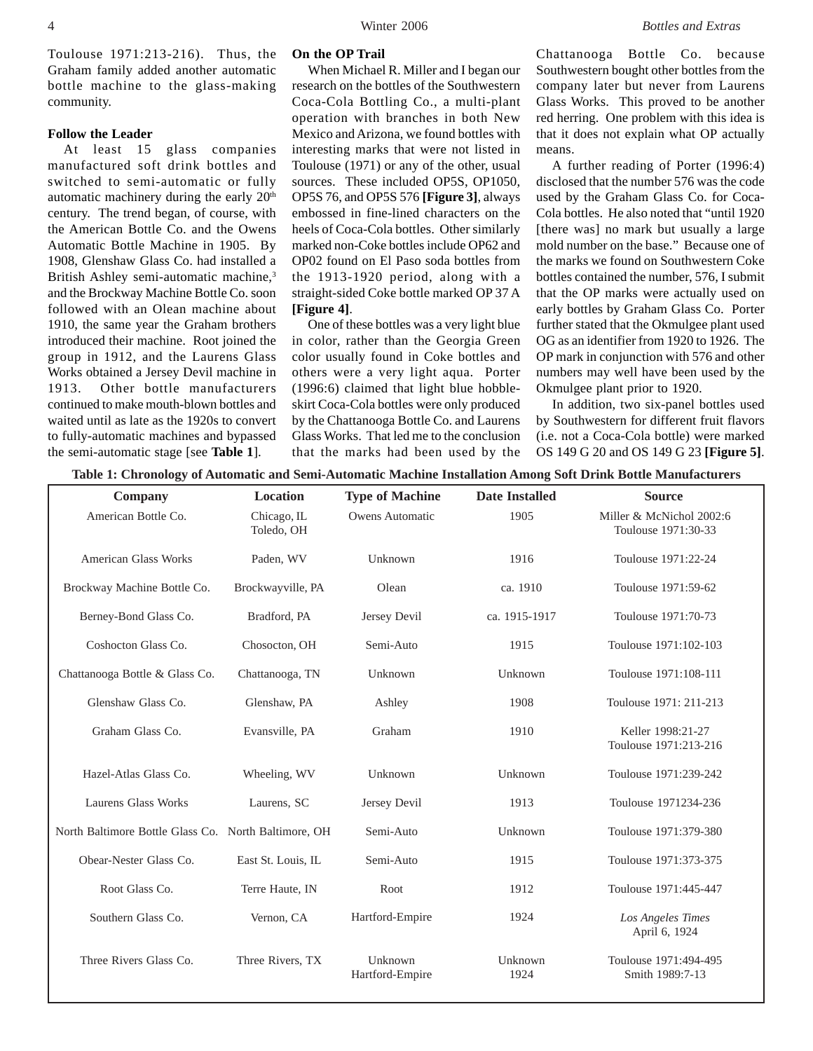Toulouse 1971:213-216). Thus, the Graham family added another automatic bottle machine to the glass-making community.

**Follow the Leader**

At least 15 glass companies manufactured soft drink bottles and switched to semi-automatic or fully automatic machinery during the early 20th century. The trend began, of course, with the American Bottle Co. and the Owens Automatic Bottle Machine in 1905. By 1908, Glenshaw Glass Co. had installed a British Ashley semi-automatic machine,[3] and the Brockway Machine Bottle Co. soon followed with an Olean machine about 1910, the same year the Graham brothers introduced their machine. Root joined the group in 1912, and the Laurens Glass Works obtained a Jersey Devil machine in 1913. Other bottle manufacturers continued to make mouth-blown bottles and waited until as late as the 1920s to convert to fully-automatic machines and bypassed the semi-automatic stage [see **Table 1**].

**On the OP Trail**

When Michael R. Miller and I began our research on the bottles of the Southwestern Coca-Cola Bottling Co., a multi-plant operation with branches in both New Mexico and Arizona, we found bottles with interesting marks that were not listed in Toulouse (1971) or any of the other, usual sources. These included OP5S, OP1050, OP5S 76, and OP5S 576 **[Figure 3]**, always embossed in fine-lined characters on the heels of Coca-Cola bottles. Other similarly marked non-Coke bottles include OP62 and OP02 found on El Paso soda bottles from the 1913-1920 period, along with a straight-sided Coke bottle marked OP 37 A **[Figure 4]**.

One of these bottles was a very light blue in color, rather than the Georgia Green color usually found in Coke bottles and others were a very light aqua. Porter (1996:6) claimed that light blue hobble-skirt Coca-Cola bottles were only produced by the Chattanooga Bottle Co. and Laurens Glass Works. That led me to the conclusion that the marks had been used by the Chattanooga Bottle Co. because Southwestern bought other bottles from the company later but never from Laurens Glass Works. This proved to be another red herring. One problem with this idea is that it does not explain what OP actually means.

A further reading of Porter (1996:4) disclosed that the number 576 was the code used by the Graham Glass Co. for Coca-Cola bottles. He also noted that "until 1920 [there was] no mark but usually a large mold number on the base." Because one of the marks we found on Southwestern Coke bottles contained the number, 576, I submit that the OP marks were actually used on early bottles by Graham Glass Co. Porter further stated that the Okmulgee plant used OG as an identifier from 1920 to 1926. The OP mark in conjunction with 576 and other numbers may well have been used by the Okmulgee plant prior to 1920.

In addition, two six-panel bottles used by Southwestern for different fruit flavors (i.e. not a Coca-Cola bottle) were marked OS 149 G 20 and OS 149 G 23 **[Figure 5]**.

**Table 1: Chronology of Automatic and Semi-Automatic Machine Installation Among Soft Drink Bottle Manufacturers**

| Company | Location | Type of Machine | Date Installed | Source |
|---|---|---|---|---|
| American Bottle Co. | Chicago, IL<br>Toledo, OH | Owens Automatic | 1905 | Miller & McNichol 2002:6<br>Toulouse 1971:30-33 |
| American Glass Works | Paden, WV | Unknown | 1916 | Toulouse 1971:22-24 |
| Brockway Machine Bottle Co. | Brockwayville, PA | Olean | ca. 1910 | Toulouse 1971:59-62 |
| Berney-Bond Glass Co. | Bradford, PA | Jersey Devil | ca. 1915-1917 | Toulouse 1971:70-73 |
| Coshocton Glass Co. | Chosocton, OH | Semi-Auto | 1915 | Toulouse 1971:102-103 |
| Chattanooga Bottle & Glass Co. | Chattanooga, TN | Unknown | Unknown | Toulouse 1971:108-111 |
| Glenshaw Glass Co. | Glenshaw, PA | Ashley | 1908 | Toulouse 1971: 211-213 |
| Graham Glass Co. | Evansville, PA | Graham | 1910 | Keller 1998:21-27<br>Toulouse 1971:213-216 |
| Hazel-Atlas Glass Co. | Wheeling, WV | Unknown | Unknown | Toulouse 1971:239-242 |
| Laurens Glass Works | Laurens, SC | Jersey Devil | 1913 | Toulouse 1971234-236 |
| North Baltimore Bottle Glass Co. | North Baltimore, OH | Semi-Auto | Unknown | Toulouse 1971:379-380 |
| Obear-Nester Glass Co. | East St. Louis, IL | Semi-Auto | 1915 | Toulouse 1971:373-375 |
| Root Glass Co. | Terre Haute, IN | Root | 1912 | Toulouse 1971:445-447 |
| Southern Glass Co. | Vernon, CA | Hartford-Empire | 1924 | *Los Angeles Times*<br>April 6, 1924 |
| Three Rivers Glass Co. | Three Rivers, TX | Unknown<br>Hartford-Empire | Unknown<br>1924 | Toulouse 1971:494-495<br>Smith 1989:7-13 |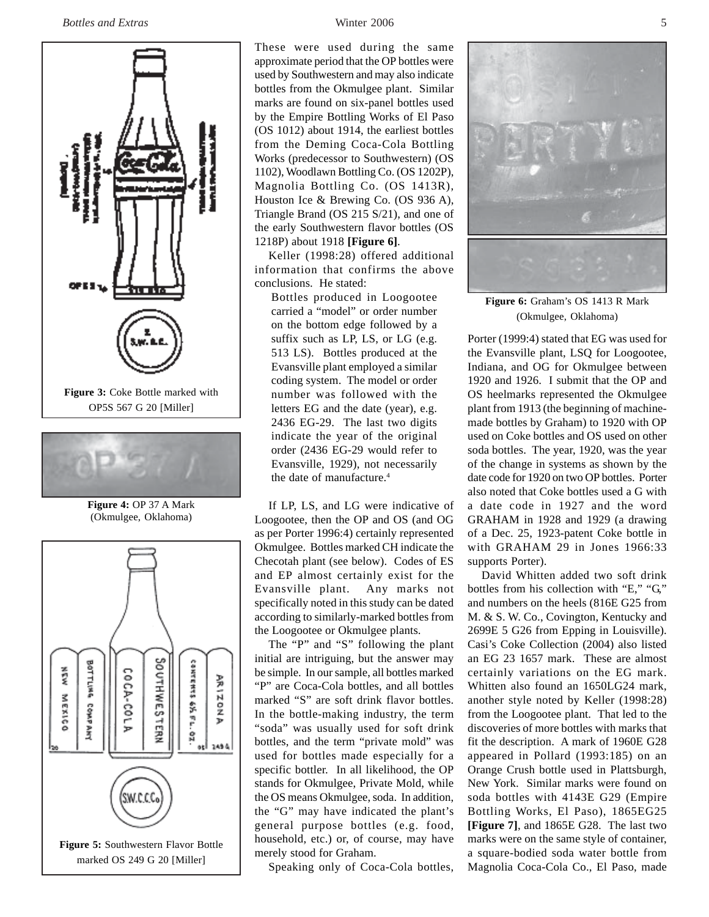Figure 3: Coke Bottle marked with OP5S 567 G 20 [Miller]

Figure 4: OP 37 A Mark (Okmulgee, Oklahoma)

Figure 5: Southwestern Flavor Bottle marked OS 249 G 20 [Miller]

These were used during the same approximate period that the OP bottles were used by Southwestern and may also indicate bottles from the Okmulgee plant. Similar marks are found on six-panel bottles used by the Empire Bottling Works of El Paso (OS 1012) about 1914, the earliest bottles from the Deming Coca-Cola Bottling Works (predecessor to Southwestern) (OS 1102), Woodlawn Bottling Co. (OS 1202P), Magnolia Bottling Co. (OS 1413R), Houston Ice & Brewing Co. (OS 936 A), Triangle Brand (OS 215 S/21), and one of the early Southwestern flavor bottles (OS 1218P) about 1918 **[Figure 6]**.

Keller (1998:28) offered additional information that confirms the above conclusions. He stated:

> Bottles produced in Loogootee carried a "model" or order number on the bottom edge followed by a suffix such as LP, LS, or LG (e.g. 513 LS). Bottles produced at the Evansville plant employed a similar coding system. The model or order number was followed with the letters EG and the date (year), e.g. 2436 EG-29. The last two digits indicate the year of the original order (2436 EG-29 would refer to Evansville, 1929), not necessarily the date of manufacture.[4]

If LP, LS, and LG were indicative of Loogootee, then the OP and OS (and OG as per Porter 1996:4) certainly represented Okmulgee. Bottles marked CH indicate the Checotah plant (see below). Codes of ES and EP almost certainly exist for the Evansville plant. Any marks not specifically noted in this study can be dated according to similarly-marked bottles from the Loogootee or Okmulgee plants.

The "P" and "S" following the plant initial are intriguing, but the answer may be simple. In our sample, all bottles marked "P" are Coca-Cola bottles, and all bottles marked "S" are soft drink flavor bottles. In the bottle-making industry, the term "soda" was usually used for soft drink bottles, and the term "private mold" was used for bottles made especially for a specific bottler. In all likelihood, the OP stands for Okmulgee, Private Mold, while the OS means Okmulgee, soda. In addition, the "G" may have indicated the plant's general purpose bottles (e.g. food, household, etc.) or, of course, may have merely stood for Graham.

Speaking only of Coca-Cola bottles, Porter (1999:4) stated that EG was used for the Evansville plant, LSQ for Loogootee, Indiana, and OG for Okmulgee between 1920 and 1926. I submit that the OP and OS heelmarks represented the Okmulgee plant from 1913 (the beginning of machine-made bottles by Graham) to 1920 with OP used on Coke bottles and OS used on other soda bottles. The year, 1920, was the year of the change in systems as shown by the date code for 1920 on two OP bottles. Porter also noted that Coke bottles used a G with a date code in 1927 and the word GRAHAM in 1928 and 1929 (a drawing of a Dec. 25, 1923-patent Coke bottle in with GRAHAM 29 in Jones 1966:33 supports Porter).

Figure 6: Graham's OS 1413 R Mark (Okmulgee, Oklahoma)

David Whitten added two soft drink bottles from his collection with "E," "G," and numbers on the heels (816E G25 from M. & S. W. Co., Covington, Kentucky and 2699E 5 G26 from Epping in Louisville). Casi's Coke Collection (2004) also listed an EG 23 1657 mark. These are almost certainly variations on the EG mark. Whitten also found an 1650LG24 mark, another style noted by Keller (1998:28) from the Loogootee plant. That led to the discoveries of more bottles with marks that fit the description. A mark of 1960E G28 appeared in Pollard (1993:185) on an Orange Crush bottle used in Plattsburgh, New York. Similar marks were found on soda bottles with 4143E G29 (Empire Bottling Works, El Paso), 1865EG25 **[Figure 7]**, and 1865E G28. The last two marks were on the same style of container, a square-bodied soda water bottle from Magnolia Coca-Cola Co., El Paso, made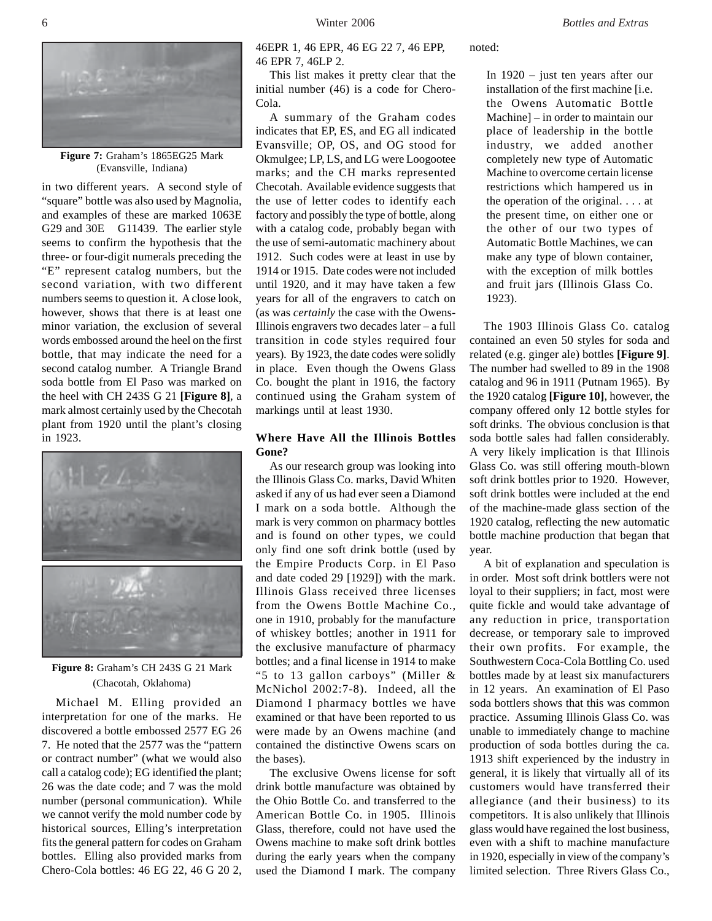**Figure 7:** Graham's 1865EG25 Mark (Evansville, Indiana)

in two different years. A second style of "square" bottle was also used by Magnolia, and examples of these are marked 1063E G29 and 30E G11439. The earlier style seems to confirm the hypothesis that the three- or four-digit numerals preceding the "E" represent catalog numbers, but the second variation, with two different numbers seems to question it. A close look, however, shows that there is at least one minor variation, the exclusion of several words embossed around the heel on the first bottle, that may indicate the need for a second catalog number. A Triangle Brand soda bottle from El Paso was marked on the heel with CH 243S G 21 **[Figure 8]**, a mark almost certainly used by the Checotah plant from 1920 until the plant's closing in 1923.

**Figure 8:** Graham's CH 243S G 21 Mark (Chacotah, Oklahoma)

Michael M. Elling provided an interpretation for one of the marks. He discovered a bottle embossed 2577 EG 26 7. He noted that the 2577 was the "pattern or contract number" (what we would also call a catalog code); EG identified the plant; 26 was the date code; and 7 was the mold number (personal communication). While we cannot verify the mold number code by historical sources, Elling's interpretation fits the general pattern for codes on Graham bottles. Elling also provided marks from Chero-Cola bottles: 46 EG 22, 46 G 20 2, 46EPR 1, 46 EPR, 46 EG 22 7, 46 EPP, 46 EPR 7, 46LP 2.

This list makes it pretty clear that the initial number (46) is a code for Chero-Cola.

A summary of the Graham codes indicates that EP, ES, and EG all indicated Evansville; OP, OS, and OG stood for Okmulgee; LP, LS, and LG were Loogootee marks; and the CH marks represented Checotah. Available evidence suggests that the use of letter codes to identify each factory and possibly the type of bottle, along with a catalog code, probably began with the use of semi-automatic machinery about 1912. Such codes were at least in use by 1914 or 1915. Date codes were not included until 1920, and it may have taken a few years for all of the engravers to catch on (as was *certainly* the case with the Owens-Illinois engravers two decades later – a full transition in code styles required four years). By 1923, the date codes were solidly in place. Even though the Owens Glass Co. bought the plant in 1916, the factory continued using the Graham system of markings until at least 1930.

## Where Have All the Illinois Bottles Gone?

As our research group was looking into the Illinois Glass Co. marks, David Whiten asked if any of us had ever seen a Diamond I mark on a soda bottle. Although the mark is very common on pharmacy bottles and is found on other types, we could only find one soft drink bottle (used by the Empire Products Corp. in El Paso and date coded 29 [1929]) with the mark. Illinois Glass received three licenses from the Owens Bottle Machine Co., one in 1910, probably for the manufacture of whiskey bottles; another in 1911 for the exclusive manufacture of pharmacy bottles; and a final license in 1914 to make "5 to 13 gallon carboys" (Miller & McNichol 2002:7-8). Indeed, all the Diamond I pharmacy bottles we have examined or that have been reported to us were made by an Owens machine (and contained the distinctive Owens scars on the bases).

The exclusive Owens license for soft drink bottle manufacture was obtained by the Ohio Bottle Co. and transferred to the American Bottle Co. in 1905. Illinois Glass, therefore, could not have used the Owens machine to make soft drink bottles during the early years when the company used the Diamond I mark. The company noted:

> In 1920 – just ten years after our installation of the first machine [i.e. the Owens Automatic Bottle Machine] – in order to maintain our place of leadership in the bottle industry, we added another completely new type of Automatic Machine to overcome certain license restrictions which hampered us in the operation of the original. . . . at the present time, on either one or the other of our two types of Automatic Bottle Machines, we can make any type of blown container, with the exception of milk bottles and fruit jars (Illinois Glass Co. 1923).

The 1903 Illinois Glass Co. catalog contained an even 50 styles for soda and related (e.g. ginger ale) bottles **[Figure 9]**. The number had swelled to 89 in the 1908 catalog and 96 in 1911 (Putnam 1965). By the 1920 catalog **[Figure 10]**, however, the company offered only 12 bottle styles for soft drinks. The obvious conclusion is that soda bottle sales had fallen considerably. A very likely implication is that Illinois Glass Co. was still offering mouth-blown soft drink bottles prior to 1920. However, soft drink bottles were included at the end of the machine-made glass section of the 1920 catalog, reflecting the new automatic bottle machine production that began that year.

A bit of explanation and speculation is in order. Most soft drink bottlers were not loyal to their suppliers; in fact, most were quite fickle and would take advantage of any reduction in price, transportation decrease, or temporary sale to improved their own profits. For example, the Southwestern Coca-Cola Bottling Co. used bottles made by at least six manufacturers in 12 years. An examination of El Paso soda bottlers shows that this was common practice. Assuming Illinois Glass Co. was unable to immediately change to machine production of soda bottles during the ca. 1913 shift experienced by the industry in general, it is likely that virtually all of its customers would have transferred their allegiance (and their business) to its competitors. It is also unlikely that Illinois glass would have regained the lost business, even with a shift to machine manufacture in 1920, especially in view of the company's limited selection. Three Rivers Glass Co.,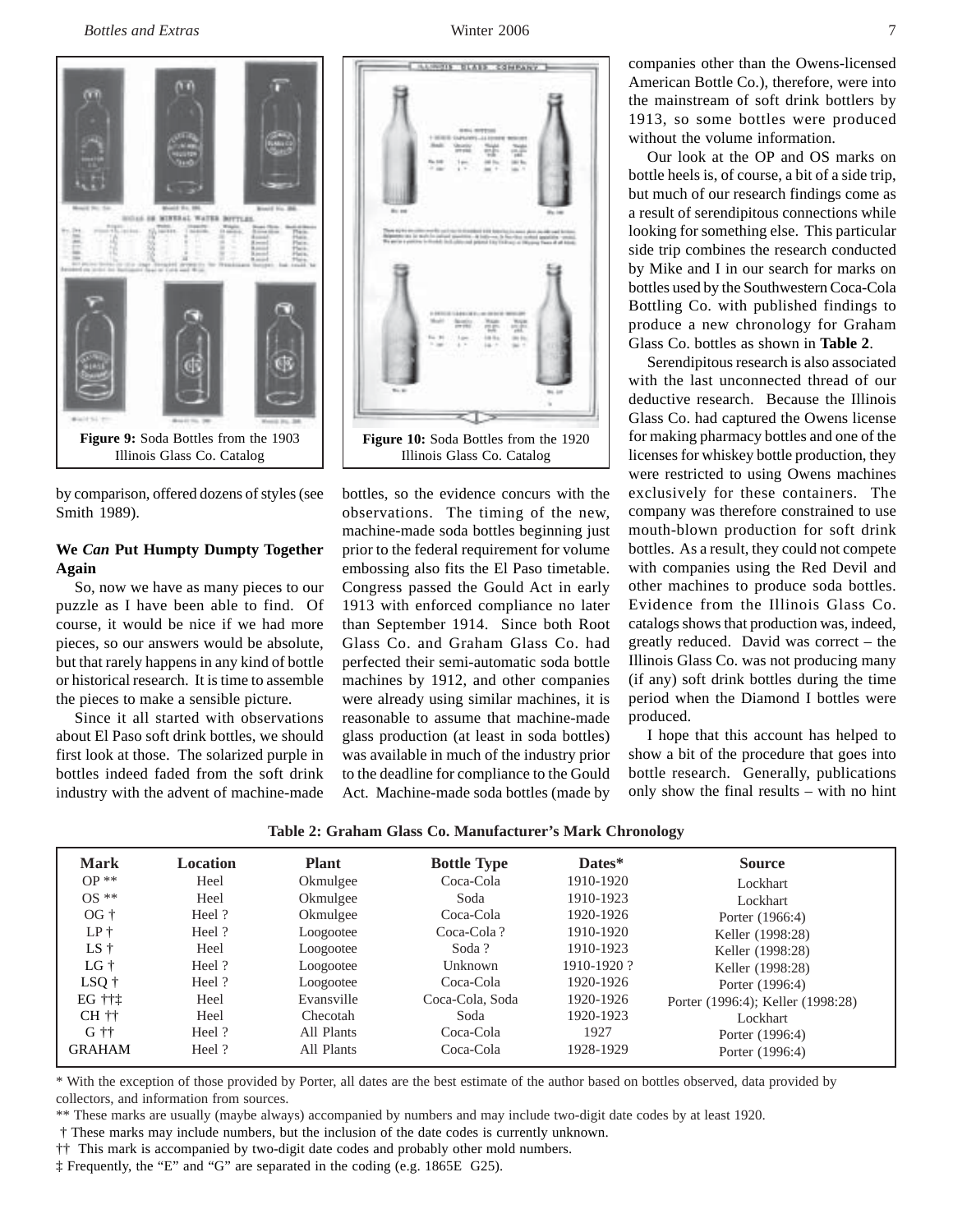Figure 9: Soda Bottles from the 1903 Illinois Glass Co. Catalog

Figure 10: Soda Bottles from the 1920 Illinois Glass Co. Catalog

by comparison, offered dozens of styles (see Smith 1989).

### We *Can* Put Humpty Dumpty Together Again

So, now we have as many pieces to our puzzle as I have been able to find. Of course, it would be nice if we had more pieces, so our answers would be absolute, but that rarely happens in any kind of bottle or historical research. It is time to assemble the pieces to make a sensible picture.

Since it all started with observations about El Paso soft drink bottles, we should first look at those. The solarized purple in bottles indeed faded from the soft drink industry with the advent of machine-made bottles, so the evidence concurs with the observations. The timing of the new, machine-made soda bottles beginning just prior to the federal requirement for volume embossing also fits the El Paso timetable. Congress passed the Gould Act in early 1913 with enforced compliance no later than September 1914. Since both Root Glass Co. and Graham Glass Co. had perfected their semi-automatic soda bottle machines by 1912, and other companies were already using similar machines, it is reasonable to assume that machine-made glass production (at least in soda bottles) was available in much of the industry prior to the deadline for compliance to the Gould Act. Machine-made soda bottles (made by companies other than the Owens-licensed American Bottle Co.), therefore, were into the mainstream of soft drink bottlers by 1913, so some bottles were produced without the volume information.

Our look at the OP and OS marks on bottle heels is, of course, a bit of a side trip, but much of our research findings come as a result of serendipitous connections while looking for something else. This particular side trip combines the research conducted by Mike and I in our search for marks on bottles used by the Southwestern Coca-Cola Bottling Co. with published findings to produce a new chronology for Graham Glass Co. bottles as shown in **Table 2**.

Serendipitous research is also associated with the last unconnected thread of our deductive research. Because the Illinois Glass Co. had captured the Owens license for making pharmacy bottles and one of the licenses for whiskey bottle production, they were restricted to using Owens machines exclusively for these containers. The company was therefore constrained to use mouth-blown production for soft drink bottles. As a result, they could not compete with companies using the Red Devil and other machines to produce soda bottles. Evidence from the Illinois Glass Co. catalogs shows that production was, indeed, greatly reduced. David was correct – the Illinois Glass Co. was not producing many (if any) soft drink bottles during the time period when the Diamond I bottles were produced.

I hope that this account has helped to show a bit of the procedure that goes into bottle research. Generally, publications only show the final results – with no hint

**Table 2: Graham Glass Co. Manufacturer's Mark Chronology**

| Mark | Location | Plant | Bottle Type | Dates* | Source |
|---|---|---|---|---|---|
| OP ** | Heel | Okmulgee | Coca-Cola | 1910-1920 | Lockhart |
| OS ** | Heel | Okmulgee | Soda | 1910-1923 | Lockhart |
| OG † | Heel ? | Okmulgee | Coca-Cola | 1920-1926 | Porter (1966:4) |
| LP † | Heel ? | Loogootee | Coca-Cola ? | 1910-1920 | Keller (1998:28) |
| LS † | Heel | Loogootee | Soda ? | 1910-1923 | Keller (1998:28) |
| LG † | Heel ? | Loogootee | Unknown | 1910-1920 ? | Keller (1998:28) |
| LSQ † | Heel ? | Loogootee | Coca-Cola | 1920-1926 | Porter (1996:4) |
| EG ††‡ | Heel | Evansville | Coca-Cola, Soda | 1920-1926 | Porter (1996:4); Keller (1998:28) |
| CH †† | Heel | Checotah | Soda | 1920-1923 | Lockhart |
| G †† | Heel ? | All Plants | Coca-Cola | 1927 | Porter (1996:4) |
| GRAHAM | Heel ? | All Plants | Coca-Cola | 1928-1929 | Porter (1996:4) |

\* With the exception of those provided by Porter, all dates are the best estimate of the author based on bottles observed, data provided by collectors, and information from sources.

** These marks are usually (maybe always) accompanied by numbers and may include two-digit date codes by at least 1920.

† These marks may include numbers, but the inclusion of the date codes is currently unknown.

†† This mark is accompanied by two-digit date codes and probably other mold numbers.

‡ Frequently, the "E" and "G" are separated in the coding (e.g. 1865E G25).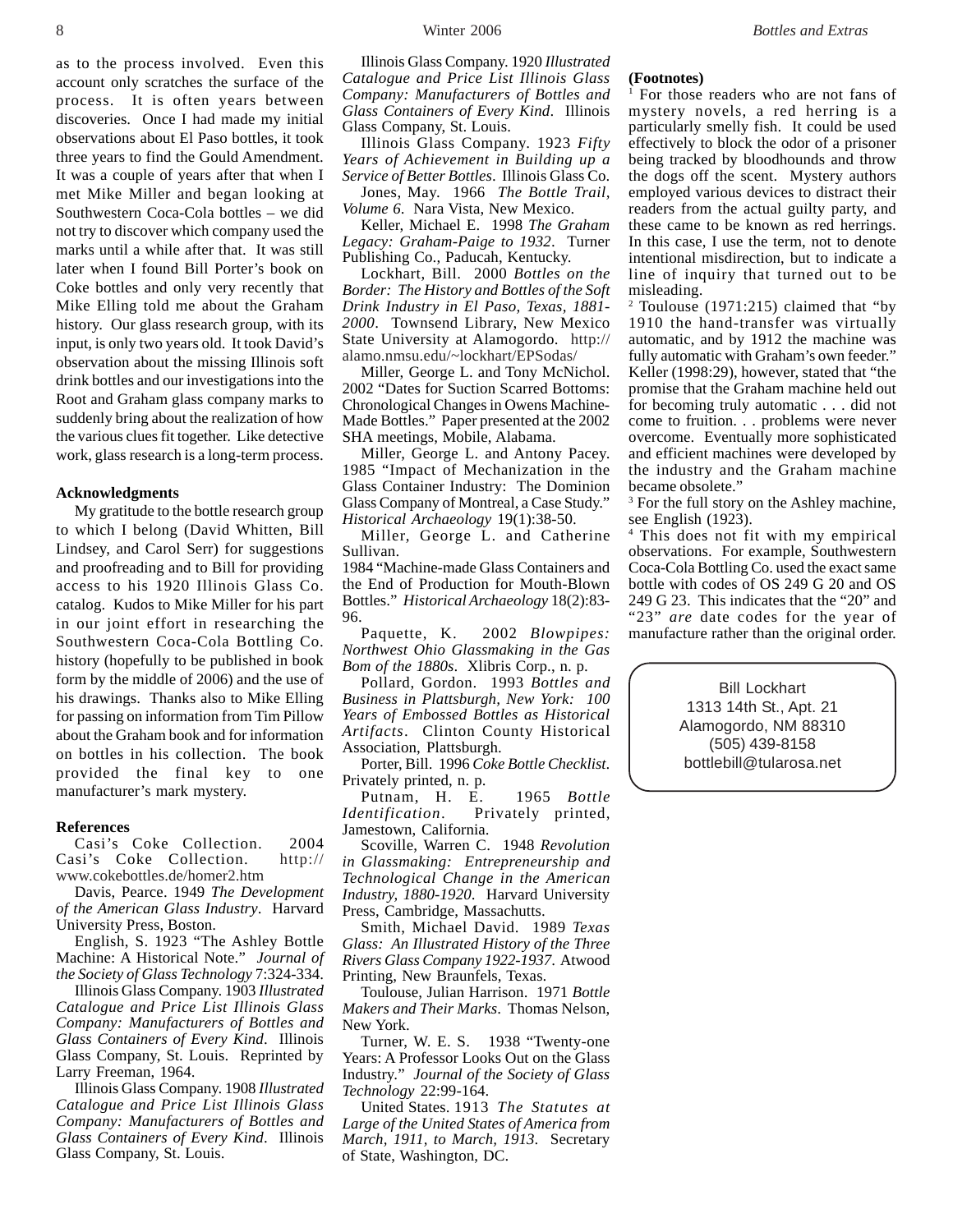as to the process involved. Even this account only scratches the surface of the process. It is often years between discoveries. Once I had made my initial observations about El Paso bottles, it took three years to find the Gould Amendment. It was a couple of years after that when I met Mike Miller and began looking at Southwestern Coca-Cola bottles – we did not try to discover which company used the marks until a while after that. It was still later when I found Bill Porter's book on Coke bottles and only very recently that Mike Elling told me about the Graham history. Our glass research group, with its input, is only two years old. It took David's observation about the missing Illinois soft drink bottles and our investigations into the Root and Graham glass company marks to suddenly bring about the realization of how the various clues fit together. Like detective work, glass research is a long-term process.

## Acknowledgments

My gratitude to the bottle research group to which I belong (David Whitten, Bill Lindsey, and Carol Serr) for suggestions and proofreading and to Bill for providing access to his 1920 Illinois Glass Co. catalog. Kudos to Mike Miller for his part in our joint effort in researching the Southwestern Coca-Cola Bottling Co. history (hopefully to be published in book form by the middle of 2006) and the use of his drawings. Thanks also to Mike Elling for passing on information from Tim Pillow about the Graham book and for information on bottles in his collection. The book provided the final key to one manufacturer's mark mystery.

## References

Casi's Coke Collection. 2004 Casi's Coke Collection. http://www.cokebottles.de/homer2.htm

Davis, Pearce. 1949 *The Development of the American Glass Industry*. Harvard University Press, Boston.

English, S. 1923 "The Ashley Bottle Machine: A Historical Note." *Journal of the Society of Glass Technology* 7:324-334.

Illinois Glass Company. 1903 *Illustrated Catalogue and Price List Illinois Glass Company: Manufacturers of Bottles and Glass Containers of Every Kind*. Illinois Glass Company, St. Louis. Reprinted by Larry Freeman, 1964.

Illinois Glass Company. 1908 *Illustrated Catalogue and Price List Illinois Glass Company: Manufacturers of Bottles and Glass Containers of Every Kind*. Illinois Glass Company, St. Louis.

Illinois Glass Company. 1920 *Illustrated Catalogue and Price List Illinois Glass Company: Manufacturers of Bottles and Glass Containers of Every Kind*. Illinois Glass Company, St. Louis.

Illinois Glass Company. 1923 *Fifty Years of Achievement in Building up a Service of Better Bottles*. Illinois Glass Co.

Jones, May. 1966 *The Bottle Trail, Volume 6*. Nara Vista, New Mexico.

Keller, Michael E. 1998 *The Graham Legacy: Graham-Paige to 1932*. Turner Publishing Co., Paducah, Kentucky.

Lockhart, Bill. 2000 *Bottles on the Border: The History and Bottles of the Soft Drink Industry in El Paso, Texas, 1881-2000*. Townsend Library, New Mexico State University at Alamogordo. http://alamo.nmsu.edu/~lockhart/EPSodas/

Miller, George L. and Tony McNichol. 2002 "Dates for Suction Scarred Bottoms: Chronological Changes in Owens Machine-Made Bottles." Paper presented at the 2002 SHA meetings, Mobile, Alabama.

Miller, George L. and Antony Pacey. 1985 "Impact of Mechanization in the Glass Container Industry: The Dominion Glass Company of Montreal, a Case Study." *Historical Archaeology* 19(1):38-50.

Miller, George L. and Catherine Sullivan.
1984 "Machine-made Glass Containers and the End of Production for Mouth-Blown Bottles." *Historical Archaeology* 18(2):83-96.

Paquette, K. 2002 *Blowpipes: Northwest Ohio Glassmaking in the Gas Bom of the 1880s*. Xlibris Corp., n. p.

Pollard, Gordon. 1993 *Bottles and Business in Plattsburgh, New York: 100 Years of Embossed Bottles as Historical Artifacts*. Clinton County Historical Association, Plattsburgh.

Porter, Bill. 1996 *Coke Bottle Checklist*. Privately printed, n. p.

Putnam, H. E. 1965 *Bottle Identification*. Privately printed, Jamestown, California.

Scoville, Warren C. 1948 *Revolution in Glassmaking: Entrepreneurship and Technological Change in the American Industry, 1880-1920*. Harvard University Press, Cambridge, Massachutts.

Smith, Michael David. 1989 *Texas Glass: An Illustrated History of the Three Rivers Glass Company 1922-1937*. Atwood Printing, New Braunfels, Texas.

Toulouse, Julian Harrison. 1971 *Bottle Makers and Their Marks*. Thomas Nelson, New York.

Turner, W. E. S. 1938 "Twenty-one Years: A Professor Looks Out on the Glass Industry." *Journal of the Society of Glass Technology* 22:99-164.

United States. 1913 *The Statutes at Large of the United States of America from March, 1911, to March, 1913*. Secretary of State, Washington, DC.

**(Footnotes)**

[1] For those readers who are not fans of mystery novels, a red herring is a particularly smelly fish. It could be used effectively to block the odor of a prisoner being tracked by bloodhounds and throw the dogs off the scent. Mystery authors employed various devices to distract their readers from the actual guilty party, and these came to be known as red herrings. In this case, I use the term, not to denote intentional misdirection, but to indicate a line of inquiry that turned out to be misleading.

[2] Toulouse (1971:215) claimed that "by 1910 the hand-transfer was virtually automatic, and by 1912 the machine was fully automatic with Graham's own feeder." Keller (1998:29), however, stated that "the promise that the Graham machine held out for becoming truly automatic . . . did not come to fruition. . . problems were never overcome. Eventually more sophisticated and efficient machines were developed by the industry and the Graham machine became obsolete."

[3] For the full story on the Ashley machine, see English (1923).

[4] This does not fit with my empirical observations. For example, Southwestern Coca-Cola Bottling Co. used the exact same bottle with codes of OS 249 G 20 and OS 249 G 23. This indicates that the "20" and "23" *are* date codes for the year of manufacture rather than the original order.

Bill Lockhart
1313 14th St., Apt. 21
Alamogordo, NM 88310
(505) 439-8158
bottlebill@tularosa.net